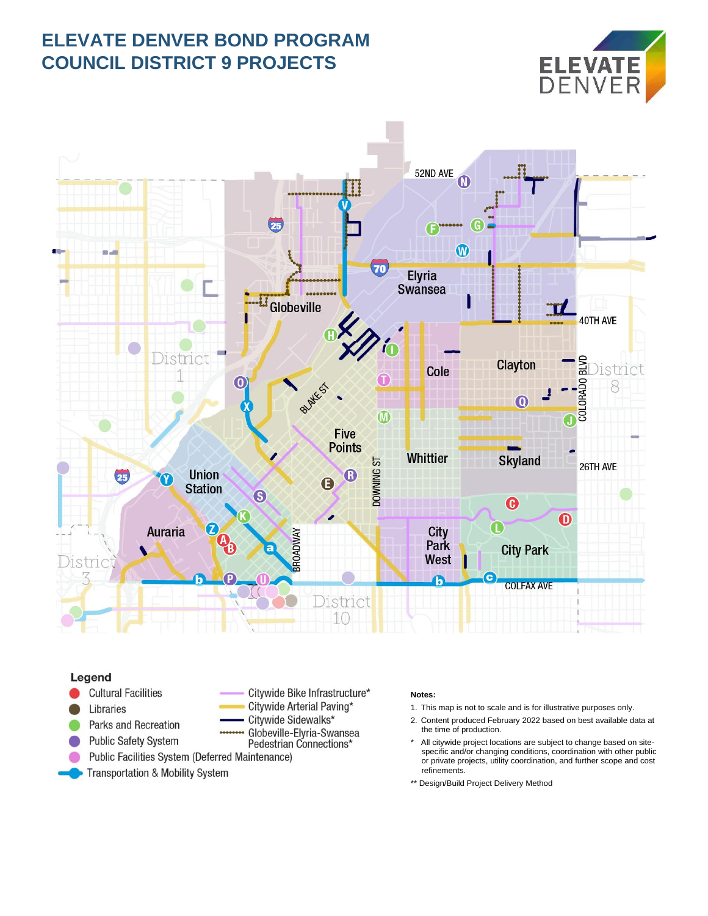# ELEVATE DENVER BOND PROGRAM
# COUNCIL DISTRICT 9 PROJECTS

ELEVATE DENVER

52ND AVE

Elyria Swansea

Globeville

40TH AVE

Cole

Clayton

District 8

COLORADO BLVD

District 1

BLAKE ST

Five Points

Whittier

Skyland

26TH AVE

Union Station

DOWNING ST

Auraria

City Park West

City Park

BROADWAY

District 3

COLFAX AVE

District 10

**Legend**

- Cultural Facilities
- Libraries
- Parks and Recreation
- Public Safety System
- Public Facilities System (Deferred Maintenance)
- Transportation & Mobility System
- Citywide Bike Infrastructure*
- Citywide Arterial Paving*
- Citywide Sidewalks*
- Globeville-Elyria-Swansea Pedestrian Connections*

**Notes:**

1. This map is not to scale and is for illustrative purposes only.
2. Content produced February 2022 based on best available data at the time of production.

\* All citywide project locations are subject to change based on site-specific and/or changing conditions, coordination with other public or private projects, utility coordination, and further scope and cost refinements.

** Design/Build Project Delivery Method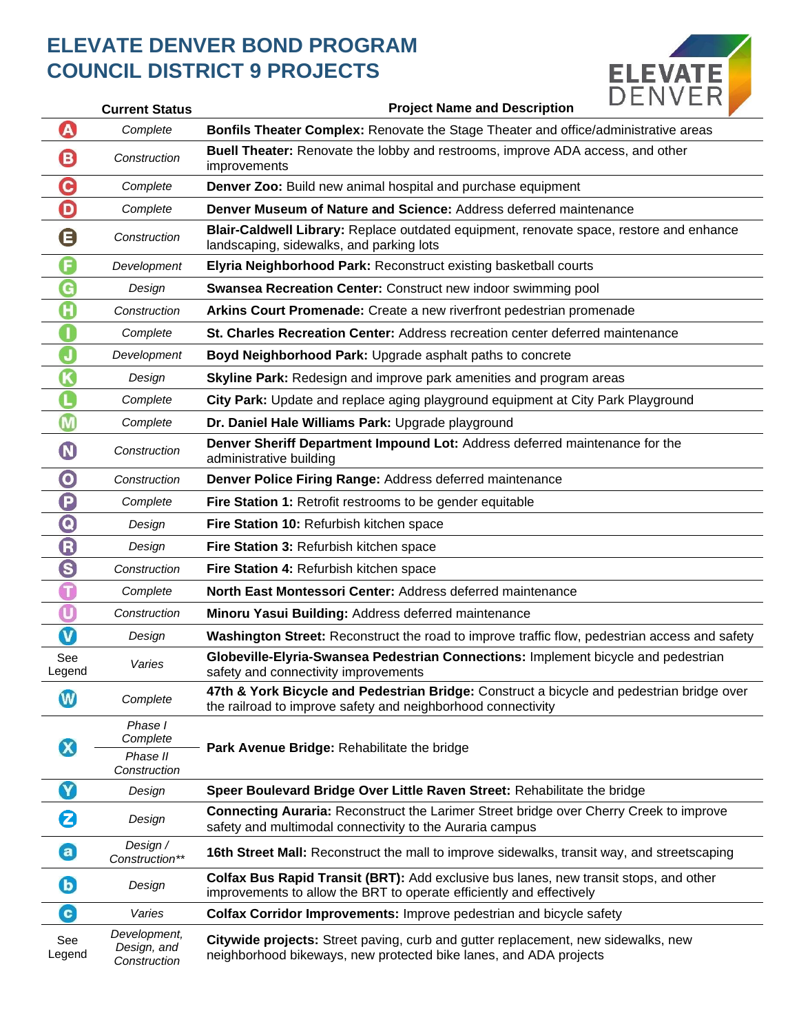# ELEVATE DENVER BOND PROGRAM
# COUNCIL DISTRICT 9 PROJECTS

| | Current Status | Project Name and Description |
|---|---|---|
| A | *Complete* | **Bonfils Theater Complex:** Renovate the Stage Theater and office/administrative areas |
| B | *Construction* | **Buell Theater:** Renovate the lobby and restrooms, improve ADA access, and other improvements |
| C | *Complete* | **Denver Zoo:** Build new animal hospital and purchase equipment |
| D | *Complete* | **Denver Museum of Nature and Science:** Address deferred maintenance |
| E | *Construction* | **Blair-Caldwell Library:** Replace outdated equipment, renovate space, restore and enhance landscaping, sidewalks, and parking lots |
| F | *Development* | **Elyria Neighborhood Park:** Reconstruct existing basketball courts |
| G | *Design* | **Swansea Recreation Center:** Construct new indoor swimming pool |
| H | *Construction* | **Arkins Court Promenade:** Create a new riverfront pedestrian promenade |
| I | *Complete* | **St. Charles Recreation Center:** Address recreation center deferred maintenance |
| J | *Development* | **Boyd Neighborhood Park:** Upgrade asphalt paths to concrete |
| K | *Design* | **Skyline Park:** Redesign and improve park amenities and program areas |
| L | *Complete* | **City Park:** Update and replace aging playground equipment at City Park Playground |
| M | *Complete* | **Dr. Daniel Hale Williams Park:** Upgrade playground |
| N | *Construction* | **Denver Sheriff Department Impound Lot:** Address deferred maintenance for the administrative building |
| O | *Construction* | **Denver Police Firing Range:** Address deferred maintenance |
| P | *Complete* | **Fire Station 1:** Retrofit restrooms to be gender equitable |
| Q | *Design* | **Fire Station 10:** Refurbish kitchen space |
| R | *Design* | **Fire Station 3:** Refurbish kitchen space |
| S | *Construction* | **Fire Station 4:** Refurbish kitchen space |
| T | *Complete* | **North East Montessori Center:** Address deferred maintenance |
| U | *Construction* | **Minoru Yasui Building:** Address deferred maintenance |
| V | *Design* | **Washington Street:** Reconstruct the road to improve traffic flow, pedestrian access and safety |
| See Legend | *Varies* | **Globeville-Elyria-Swansea Pedestrian Connections:** Implement bicycle and pedestrian safety and connectivity improvements |
| W | *Complete* | **47th & York Bicycle and Pedestrian Bridge:** Construct a bicycle and pedestrian bridge over the railroad to improve safety and neighborhood connectivity |
| X | *Phase I Complete* / *Phase II Construction* | **Park Avenue Bridge:** Rehabilitate the bridge |
| Y | *Design* | **Speer Boulevard Bridge Over Little Raven Street:** Rehabilitate the bridge |
| Z | *Design* | **Connecting Auraria:** Reconstruct the Larimer Street bridge over Cherry Creek to improve safety and multimodal connectivity to the Auraria campus |
| a | *Design / Construction*** | **16th Street Mall:** Reconstruct the mall to improve sidewalks, transit way, and streetscaping |
| b | *Design* | **Colfax Bus Rapid Transit (BRT):** Add exclusive bus lanes, new transit stops, and other improvements to allow the BRT to operate efficiently and effectively |
| c | *Varies* | **Colfax Corridor Improvements:** Improve pedestrian and bicycle safety |
| See Legend | *Development, Design, and Construction* | **Citywide projects:** Street paving, curb and gutter replacement, new sidewalks, new neighborhood bikeways, new protected bike lanes, and ADA projects |